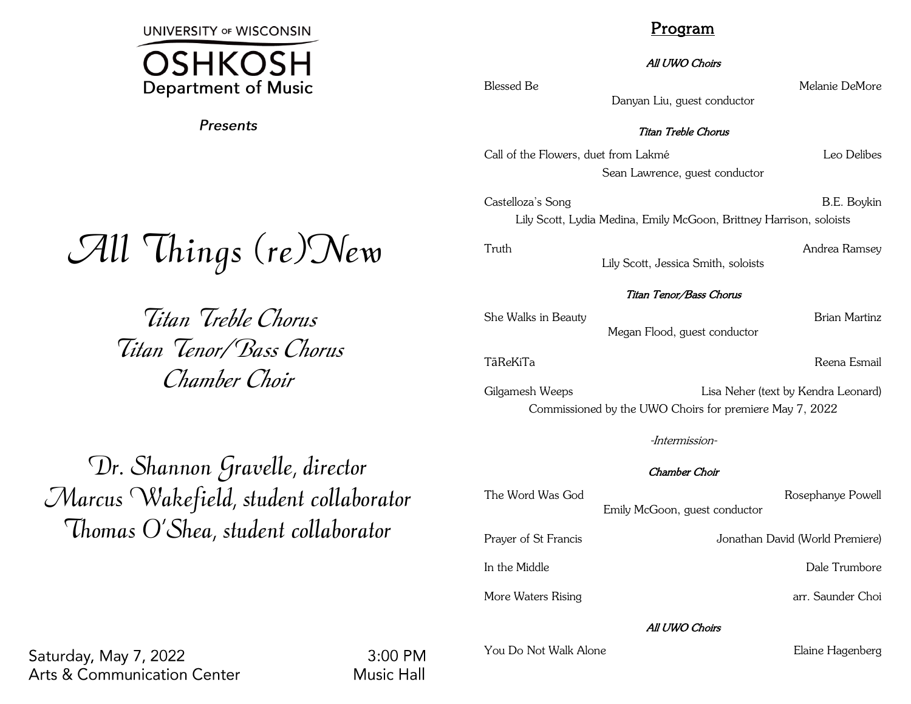UNIVERSITY OF WISCONSIN
OSHKOSH
Department of Music

*Presents*

# All Things (re)New

## Titan Treble Chorus
## Titan Tenor/Bass Chorus
## Chamber Choir

Dr. Shannon Gravelle, director
Marcus Wakefield, student collaborator
Thomas O'Shea, student collaborator

Saturday, May 7, 2022 — 3:00 PM
Arts & Communication Center — Music Hall

## Program

***All UWO Choirs***

Blessed Be — Melanie DeMore
Danyan Liu, guest conductor

***Titan Treble Chorus***

Call of the Flowers, duet from Lakmé — Leo Delibes
Sean Lawrence, guest conductor

Castelloza's Song — B.E. Boykin
Lily Scott, Lydia Medina, Emily McGoon, Brittney Harrison, soloists

Truth — Andrea Ramsey
Lily Scott, Jessica Smith, soloists

***Titan Tenor/Bass Chorus***

She Walks in Beauty — Brian Martinz
Megan Flood, guest conductor

TāReKiTa — Reena Esmail

Gilgamesh Weeps — Lisa Neher (text by Kendra Leonard)
Commissioned by the UWO Choirs for premiere May 7, 2022

*-Intermission-*

***Chamber Choir***

The Word Was God — Rosephanye Powell
Emily McGoon, guest conductor

Prayer of St Francis — Jonathan David (World Premiere)

In the Middle — Dale Trumbore

More Waters Rising — arr. Saunder Choi

***All UWO Choirs***

You Do Not Walk Alone — Elaine Hagenberg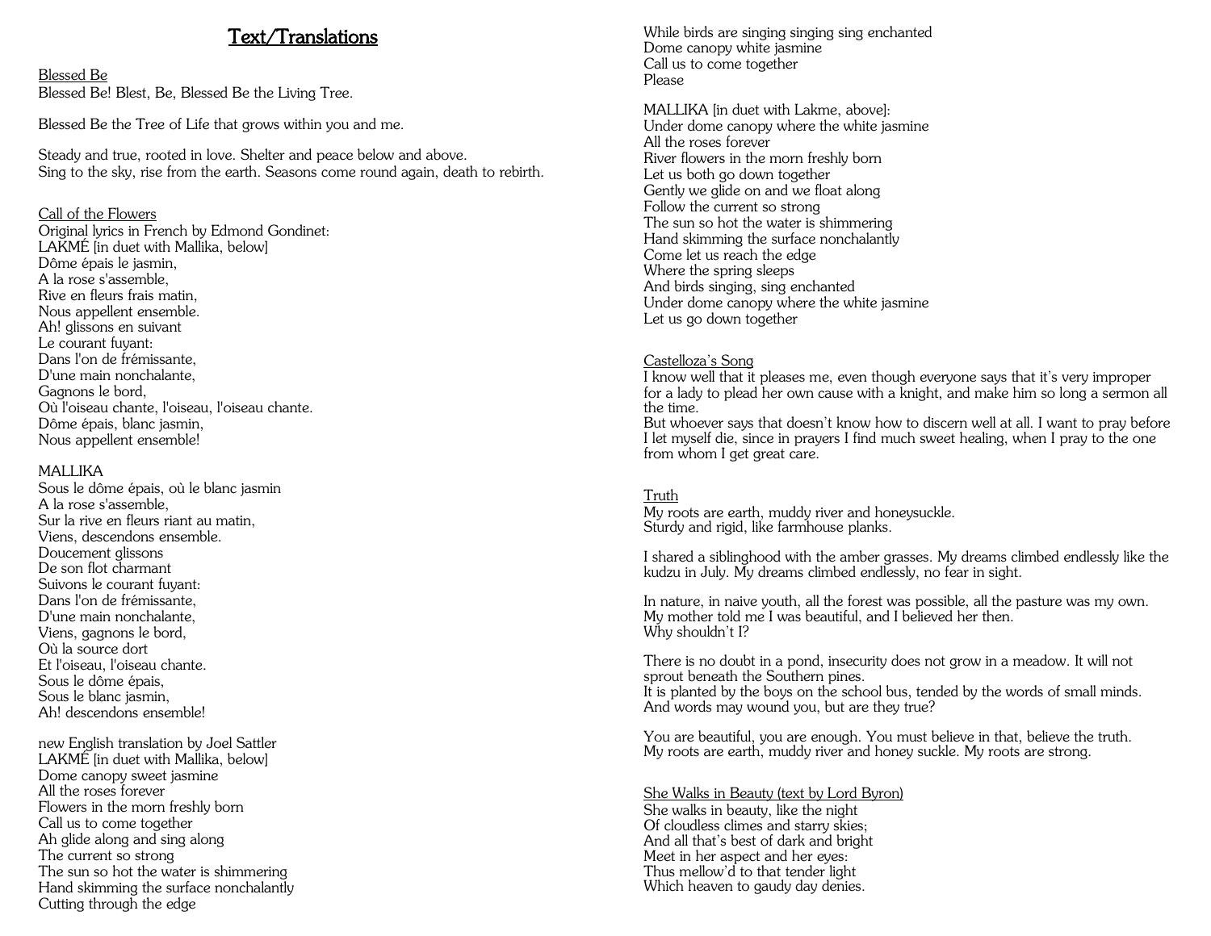# Text/Translations

Blessed Be

Blessed Be! Blest, Be, Blessed Be the Living Tree.

Blessed Be the Tree of Life that grows within you and me.

Steady and true, rooted in love. Shelter and peace below and above.
Sing to the sky, rise from the earth. Seasons come round again, death to rebirth.

Call of the Flowers

Original lyrics in French by Edmond Gondinet:

LAKMÉ [in duet with Mallika, below]
Dôme épais le jasmin,
A la rose s'assemble,
Rive en fleurs frais matin,
Nous appellent ensemble.
Ah! glissons en suivant
Le courant fuyant:
Dans l'on de frémissante,
D'une main nonchalante,
Gagnons le bord,
Où l'oiseau chante, l'oiseau, l'oiseau chante.
Dôme épais, blanc jasmin,
Nous appellent ensemble!

MALLIKA
Sous le dôme épais, où le blanc jasmin
A la rose s'assemble,
Sur la rive en fleurs riant au matin,
Viens, descendons ensemble.
Doucement glissons
De son flot charmant
Suivons le courant fuyant:
Dans l'on de frémissante,
D'une main nonchalante,
Viens, gagnons le bord,
Où la source dort
Et l'oiseau, l'oiseau chante.
Sous le dôme épais,
Sous le blanc jasmin,
Ah! descendons ensemble!

new English translation by Joel Sattler

LAKMÉ [in duet with Mallika, below]
Dome canopy sweet jasmine
All the roses forever
Flowers in the morn freshly born
Call us to come together
Ah glide along and sing along
The current so strong
The sun so hot the water is shimmering
Hand skimming the surface nonchalantly
Cutting through the edge
While birds are singing singing sing enchanted
Dome canopy white jasmine
Call us to come together
Please

MALLIKA [in duet with Lakme, above]:
Under dome canopy where the white jasmine
All the roses forever
River flowers in the morn freshly born
Let us both go down together
Gently we glide on and we float along
Follow the current so strong
The sun so hot the water is shimmering
Hand skimming the surface nonchalantly
Come let us reach the edge
Where the spring sleeps
And birds singing, sing enchanted
Under dome canopy where the white jasmine
Let us go down together

Castelloza's Song

I know well that it pleases me, even though everyone says that it's very improper for a lady to plead her own cause with a knight, and make him so long a sermon all the time.
But whoever says that doesn't know how to discern well at all. I want to pray before I let myself die, since in prayers I find much sweet healing, when I pray to the one from whom I get great care.

Truth

My roots are earth, muddy river and honeysuckle.
Sturdy and rigid, like farmhouse planks.

I shared a siblinghood with the amber grasses. My dreams climbed endlessly like the kudzu in July. My dreams climbed endlessly, no fear in sight.

In nature, in naive youth, all the forest was possible, all the pasture was my own.
My mother told me I was beautiful, and I believed her then.
Why shouldn't I?

There is no doubt in a pond, insecurity does not grow in a meadow. It will not sprout beneath the Southern pines.
It is planted by the boys on the school bus, tended by the words of small minds.
And words may wound you, but are they true?

You are beautiful, you are enough. You must believe in that, believe the truth.
My roots are earth, muddy river and honey suckle. My roots are strong.

She Walks in Beauty (text by Lord Byron)

She walks in beauty, like the night
Of cloudless climes and starry skies;
And all that's best of dark and bright
Meet in her aspect and her eyes:
Thus mellow'd to that tender light
Which heaven to gaudy day denies.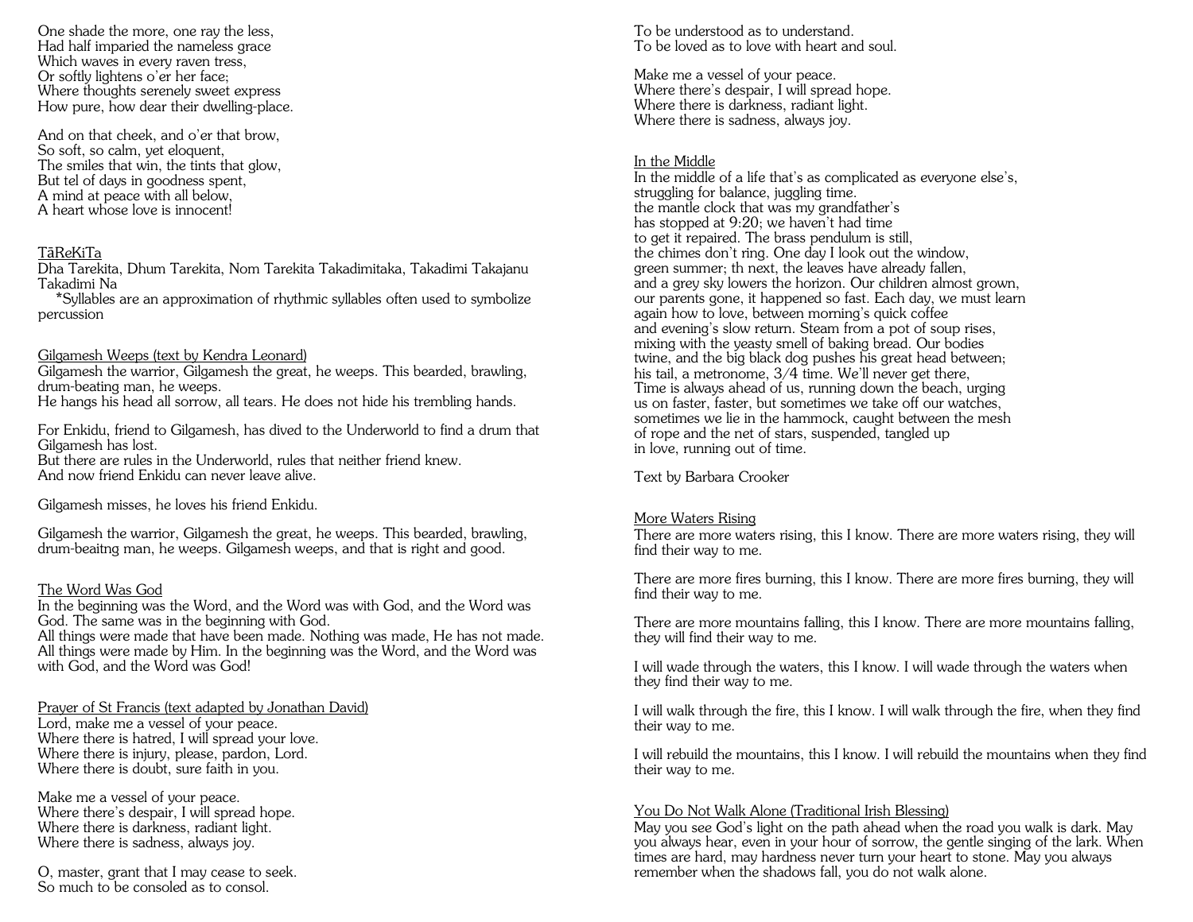One shade the more, one ray the less,
Had half imparied the nameless grace
Which waves in every raven tress,
Or softly lightens o'er her face;
Where thoughts serenely sweet express
How pure, how dear their dwelling-place.

And on that cheek, and o'er that brow,
So soft, so calm, yet eloquent,
The smiles that win, the tints that glow,
But tel of days in goodness spent,
A mind at peace with all below,
A heart whose love is innocent!

<u>TāReKiTa</u>
Dha Tarekita, Dhum Tarekita, Nom Tarekita Takadimitaka, Takadimi Takajanu Takadimi Na
*Syllables are an approximation of rhythmic syllables often used to symbolize percussion

<u>Gilgamesh Weeps (text by Kendra Leonard)</u>
Gilgamesh the warrior, Gilgamesh the great, he weeps. This bearded, brawling, drum-beating man, he weeps.
He hangs his head all sorrow, all tears. He does not hide his trembling hands.

For Enkidu, friend to Gilgamesh, has dived to the Underworld to find a drum that Gilgamesh has lost.
But there are rules in the Underworld, rules that neither friend knew.
And now friend Enkidu can never leave alive.

Gilgamesh misses, he loves his friend Enkidu.

Gilgamesh the warrior, Gilgamesh the great, he weeps. This bearded, brawling, drum-beaitng man, he weeps. Gilgamesh weeps, and that is right and good.

<u>The Word Was God</u>
In the beginning was the Word, and the Word was with God, and the Word was God. The same was in the beginning with God.
All things were made that have been made. Nothing was made, He has not made.
All things were made by Him. In the beginning was the Word, and the Word was with God, and the Word was God!

<u>Prayer of St Francis (text adapted by Jonathan David)</u>
Lord, make me a vessel of your peace.
Where there is hatred, I will spread your love.
Where there is injury, please, pardon, Lord.
Where there is doubt, sure faith in you.

Make me a vessel of your peace.
Where there's despair, I will spread hope.
Where there is darkness, radiant light.
Where there is sadness, always joy.

O, master, grant that I may cease to seek.
So much to be consoled as to consol.
To be understood as to understand.
To be loved as to love with heart and soul.

Make me a vessel of your peace.
Where there's despair, I will spread hope.
Where there is darkness, radiant light.
Where there is sadness, always joy.

<u>In the Middle</u>
In the middle of a life that's as complicated as everyone else's,
struggling for balance, juggling time.
the mantle clock that was my grandfather's
has stopped at 9:20; we haven't had time
to get it repaired. The brass pendulum is still,
the chimes don't ring. One day I look out the window,
green summer; th next, the leaves have already fallen,
and a grey sky lowers the horizon. Our children almost grown,
our parents gone, it happened so fast. Each day, we must learn
again how to love, between morning's quick coffee
and evening's slow return. Steam from a pot of soup rises,
mixing with the yeasty smell of baking bread. Our bodies
twine, and the big black dog pushes his great head between;
his tail, a metronome, 3/4 time. We'll never get there,
Time is always ahead of us, running down the beach, urging
us on faster, faster, but sometimes we take off our watches,
sometimes we lie in the hammock, caught between the mesh
of rope and the net of stars, suspended, tangled up
in love, running out of time.

Text by Barbara Crooker

<u>More Waters Rising</u>
There are more waters rising, this I know. There are more waters rising, they will find their way to me.

There are more fires burning, this I know. There are more fires burning, they will find their way to me.

There are more mountains falling, this I know. There are more mountains falling, they will find their way to me.

I will wade through the waters, this I know. I will wade through the waters when they find their way to me.

I will walk through the fire, this I know. I will walk through the fire, when they find their way to me.

I will rebuild the mountains, this I know. I will rebuild the mountains when they find their way to me.

<u>You Do Not Walk Alone (Traditional Irish Blessing)</u>
May you see God's light on the path ahead when the road you walk is dark. May you always hear, even in your hour of sorrow, the gentle singing of the lark. When times are hard, may hardness never turn your heart to stone. May you always remember when the shadows fall, you do not walk alone.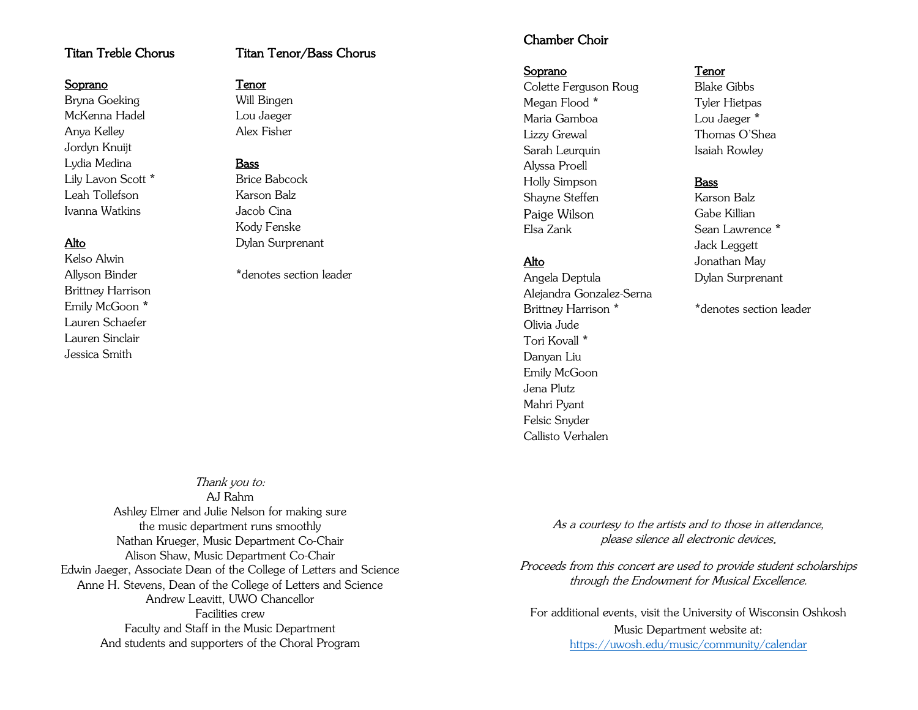## Titan Treble Chorus

**Soprano**
Bryna Goeking
McKenna Hadel
Anya Kelley
Jordyn Knuijt
Lydia Medina
Lily Lavon Scott *
Leah Tollefson
Ivanna Watkins

**Alto**
Kelso Alwin
Allyson Binder
Brittney Harrison
Emily McGoon *
Lauren Schaefer
Lauren Sinclair
Jessica Smith

## Titan Tenor/Bass Chorus

**Tenor**
Will Bingen
Lou Jaeger
Alex Fisher

**Bass**
Brice Babcock
Karson Balz
Jacob Cina
Kody Fenske
Dylan Surprenant

*denotes section leader

*Thank you to:*
AJ Rahm
Ashley Elmer and Julie Nelson for making sure the music department runs smoothly
Nathan Krueger, Music Department Co-Chair
Alison Shaw, Music Department Co-Chair
Edwin Jaeger, Associate Dean of the College of Letters and Science
Anne H. Stevens, Dean of the College of Letters and Science
Andrew Leavitt, UWO Chancellor
Facilities crew
Faculty and Staff in the Music Department
And students and supporters of the Choral Program

## Chamber Choir

**Soprano**
Colette Ferguson Roug
Megan Flood *
Maria Gamboa
Lizzy Grewal
Sarah Leurquin
Alyssa Proell
Holly Simpson
Shayne Steffen
Paige Wilson
Elsa Zank

**Alto**
Angela Deptula
Alejandra Gonzalez-Serna
Brittney Harrison *
Olivia Jude
Tori Kovall *
Danyan Liu
Emily McGoon
Jena Plutz
Mahri Pyant
Felsic Snyder
Callisto Verhalen

**Tenor**
Blake Gibbs
Tyler Hietpas
Lou Jaeger *
Thomas O'Shea
Isaiah Rowley

**Bass**
Karson Balz
Gabe Killian
Sean Lawrence *
Jack Leggett
Jonathan May
Dylan Surprenant

*denotes section leader

*As a courtesy to the artists and to those in attendance, please silence all electronic devices.*

*Proceeds from this concert are used to provide student scholarships through the Endowment for Musical Excellence.*

For additional events, visit the University of Wisconsin Oshkosh Music Department website at:
https://uwosh.edu/music/community/calendar